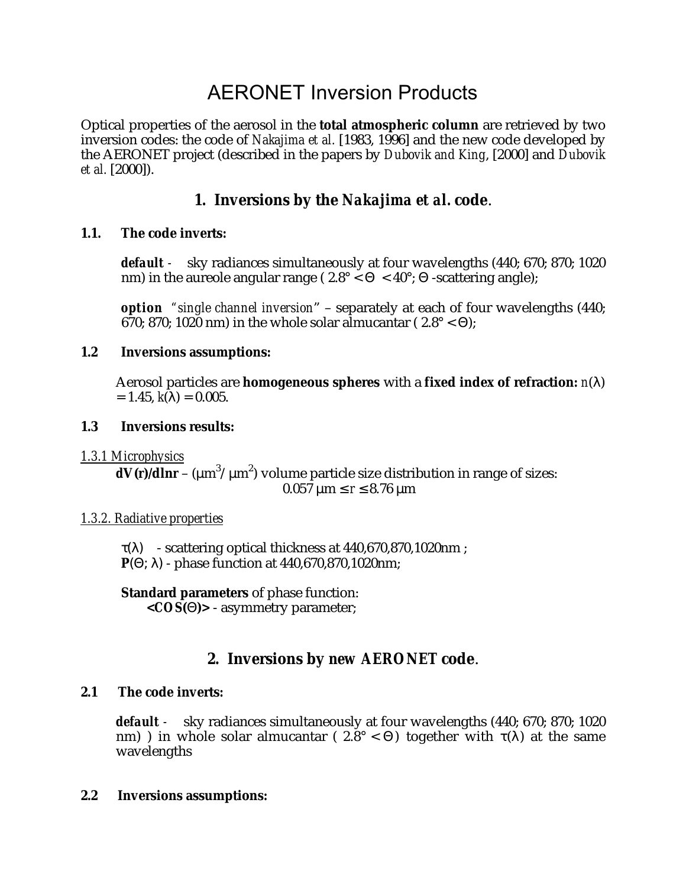# AERONET Inversion Products

Optical properties of the aerosol in the **total atmospheric column** are retrieved by two inversion codes: the code of *Nakajima et al.* [1983, 1996] and the new code developed by the AERONET project (described in the papers by *Dubovik and King*, [2000] and *Dubovik et al.* [2000]).

## 1. Inversions by the *Nakajima et al.* code.

### 1.1. The code inverts:

***default*** - sky radiances simultaneously at four wavelengths (440; 670; 870; 1020 nm) in the aureole angular range ( $2.8° < \Theta < 40°$; $\Theta$ -scattering angle);

***option*** *"single channel inversion"* – separately at each of four wavelengths (440; 670; 870; 1020 nm) in the whole solar almucantar ( $2.8° < \Theta$);

### 1.2 Inversions assumptions:

Aerosol particles are **homogeneous spheres** with a **fixed index of refraction:** $n(\lambda) = 1.45$, $k(\lambda) = 0.005$.

### 1.3 Inversions results:

*1.3.1 Microphysics*

**dV(r)/dlnr** – ($\mu m^3/\mu m^2$) volume particle size distribution in range of sizes:

$$0.057\ \mu m \leq r \leq 8.76\ \mu m$$

*1.3.2. Radiative properties*

$\tau(\lambda)$ - scattering optical thickness at 440,670,870,1020nm ;
**P**$(\Theta; \lambda)$ - phase function at 440,670,870,1020nm;

**Standard parameters** of phase function:
**<COS(Θ)>** - asymmetry parameter;

## 2. Inversions by new *AERONET* code.

### 2.1 The code inverts:

***default*** - sky radiances simultaneously at four wavelengths (440; 670; 870; 1020 nm) ) in whole solar almucantar ( $2.8° < \Theta$) together with $\tau(\lambda)$ at the same wavelengths

### 2.2 Inversions assumptions: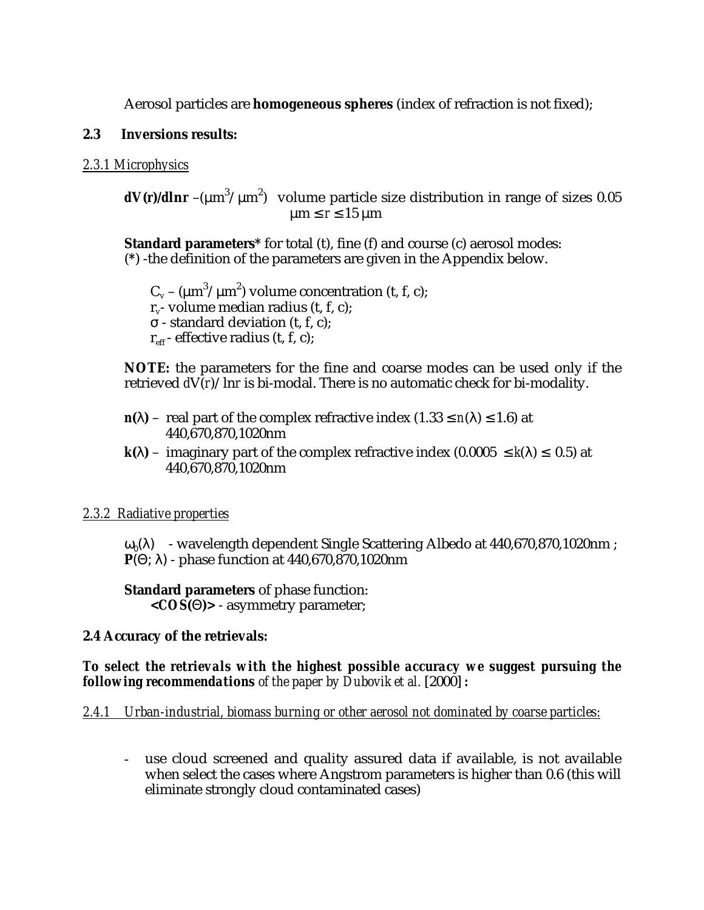Aerosol particles are **homogeneous spheres** (index of refraction is not fixed);

## 2.3 Inversions results:

### 2.3.1 Microphysics

**dV(r)/dlnr** –($\mu m^3/\mu m^2$) volume particle size distribution in range of sizes 0.05 $\mu m \leq r \leq 15\ \mu m$

**Standard parameters*** for total (t), fine (f) and course (c) aerosol modes:
(*) -the definition of the parameters are given in the Appendix below.

- $C_v$ – ($\mu m^3/\mu m^2$) volume concentration (t, f, c);
- $r_v$- volume median radius (t, f, c);
- $\sigma$ - standard deviation (t, f, c);
- $r_{eff}$ - effective radius (t, f, c);

**NOTE:** the parameters for the fine and coarse modes can be used only if the retrieved $dV(r)/\ln r$ is bi-modal. There is no automatic check for bi-modality.

- **n(λ)** – real part of the complex refractive index ($1.33 \leq n(\lambda) \leq 1.6$) at 440,670,870,1020nm
- **k(λ)** – imaginary part of the complex refractive index ($0.0005 \leq k(\lambda) \leq 0.5$) at 440,670,870,1020nm

### 2.3.2 Radiative properties

$\omega_0(\lambda)$ - wavelength dependent Single Scattering Albedo at 440,670,870,1020nm ;
**P**($\Theta$; $\lambda$) - phase function at 440,670,870,1020nm

**Standard parameters** of phase function:
**<COS(Θ)>** - asymmetry parameter;

## 2.4 Accuracy of the retrievals:

***To select the retrievals with the highest possible accuracy we suggest pursuing the following recommendations*** *of the paper by Dubovik et al.* [2000] **:**

### 2.4.1 Urban-industrial, biomass burning or other aerosol not dominated by coarse particles:

- use cloud screened and quality assured data if available, is not available when select the cases where Angstrom parameters is higher than 0.6 (this will eliminate strongly cloud contaminated cases)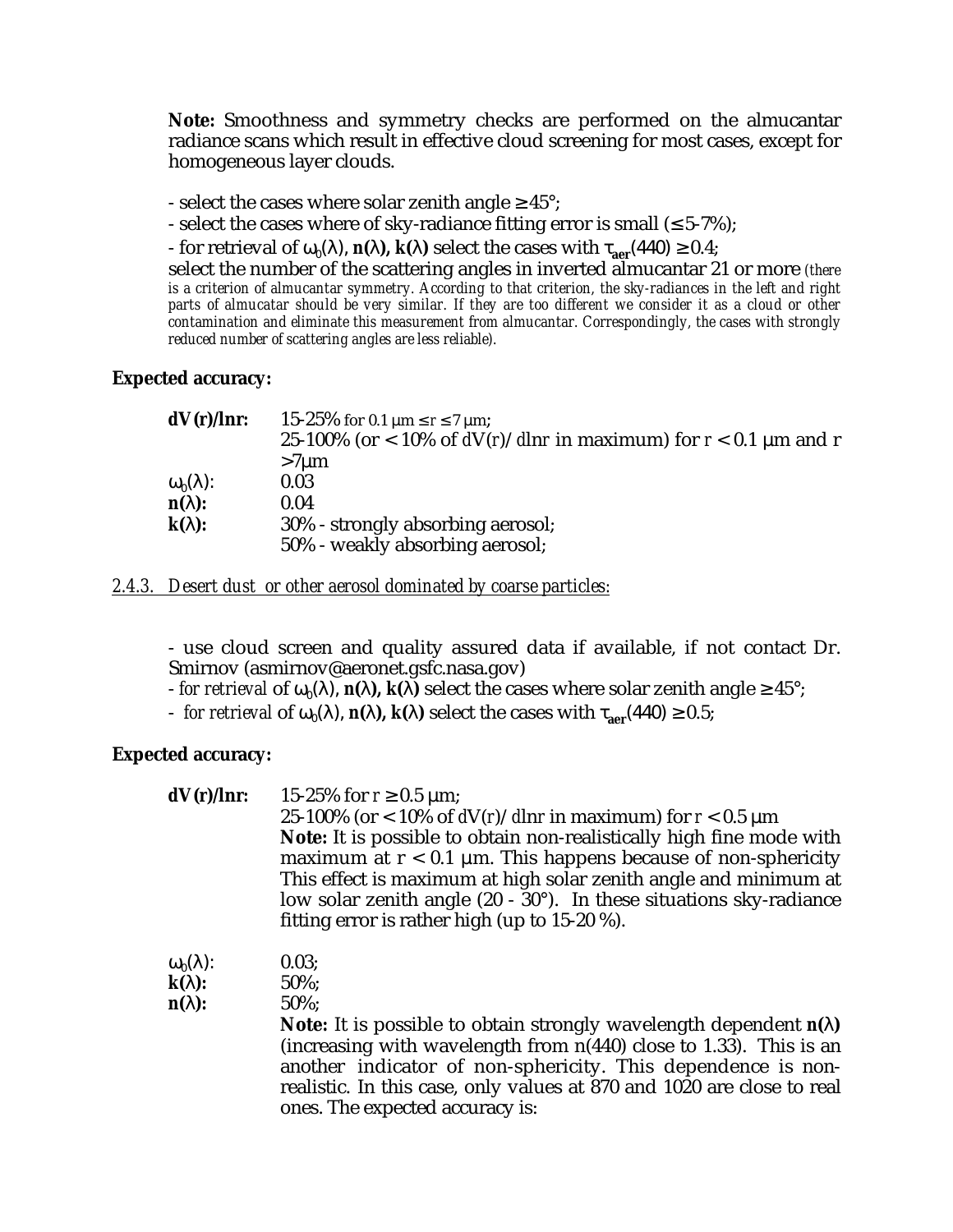**Note:** Smoothness and symmetry checks are performed on the almucantar radiance scans which result in effective cloud screening for most cases, except for homogeneous layer clouds.

- select the cases where solar zenith angle ≥45°;
- select the cases where of sky-radiance fitting error is small (≤ 5-7%);
- for retrieval of $\omega_0(\lambda)$, $\mathbf{n(\lambda)}$, $\mathbf{k(\lambda)}$ select the cases with $\tau_{\mathbf{aer}}(440) \geq 0.4$;

select the number of the scattering angles in inverted almucantar 21 or more *(there is a criterion of almucantar symmetry. According to that criterion, the sky-radiances in the left and right parts of almucatar should be very similar. If they are too different we consider it as a cloud or other contamination and eliminate this measurement from almucantar. Correspondingly, the cases with strongly reduced number of scattering angles are less reliable).*

**Expected accuracy:**

| | |
|---|---|
| **dV(r)/lnr:** | 15-25% for 0.1 μm ≤ r ≤ 7 μm; 25-100% (or < 10% of dV(r)/dlnr in maximum) for r < 0.1 μm and r >7μm |
| $\omega_0(\lambda)$: | 0.03 |
| **n(λ):** | 0.04 |
| **k(λ):** | 30% - strongly absorbing aerosol; 50% - weakly absorbing aerosol; |

*2.4.3. Desert dust or other aerosol dominated by coarse particles:*

- use cloud screen and quality assured data if available, if not contact Dr. Smirnov (asmirnov@aeronet.gsfc.nasa.gov)
- *for retrieval* of $\omega_0(\lambda)$, $\mathbf{n(\lambda)}$, $\mathbf{k(\lambda)}$ select the cases where solar zenith angle ≥45°;
- *for retrieval* of $\omega_0(\lambda)$, $\mathbf{n(\lambda)}$, $\mathbf{k(\lambda)}$ select the cases with $\tau_{\mathbf{aer}}(440) \geq 0.5$;

**Expected accuracy:**

| | |
|---|---|
| **dV(r)/lnr:** | 15-25% for r ≥ 0.5 μm; 25-100% (or < 10% of dV(r)/dlnr in maximum) for r < 0.5 μm **Note:** It is possible to obtain non-realistically high fine mode with maximum at r < 0.1 μm. This happens because of non-sphericity This effect is maximum at high solar zenith angle and minimum at low solar zenith angle (20 - 30°). In these situations sky-radiance fitting error is rather high (up to 15-20 %). |
| $\omega_0(\lambda)$: | 0.03; |
| **k(λ):** | 50%; |
| **n(λ):** | 50%; **Note:** It is possible to obtain strongly wavelength dependent **n(λ)** (increasing with wavelength from n(440) close to 1.33). This is an another indicator of non-sphericity. This dependence is non-realistic. In this case, only values at 870 and 1020 are close to real ones. The expected accuracy is: |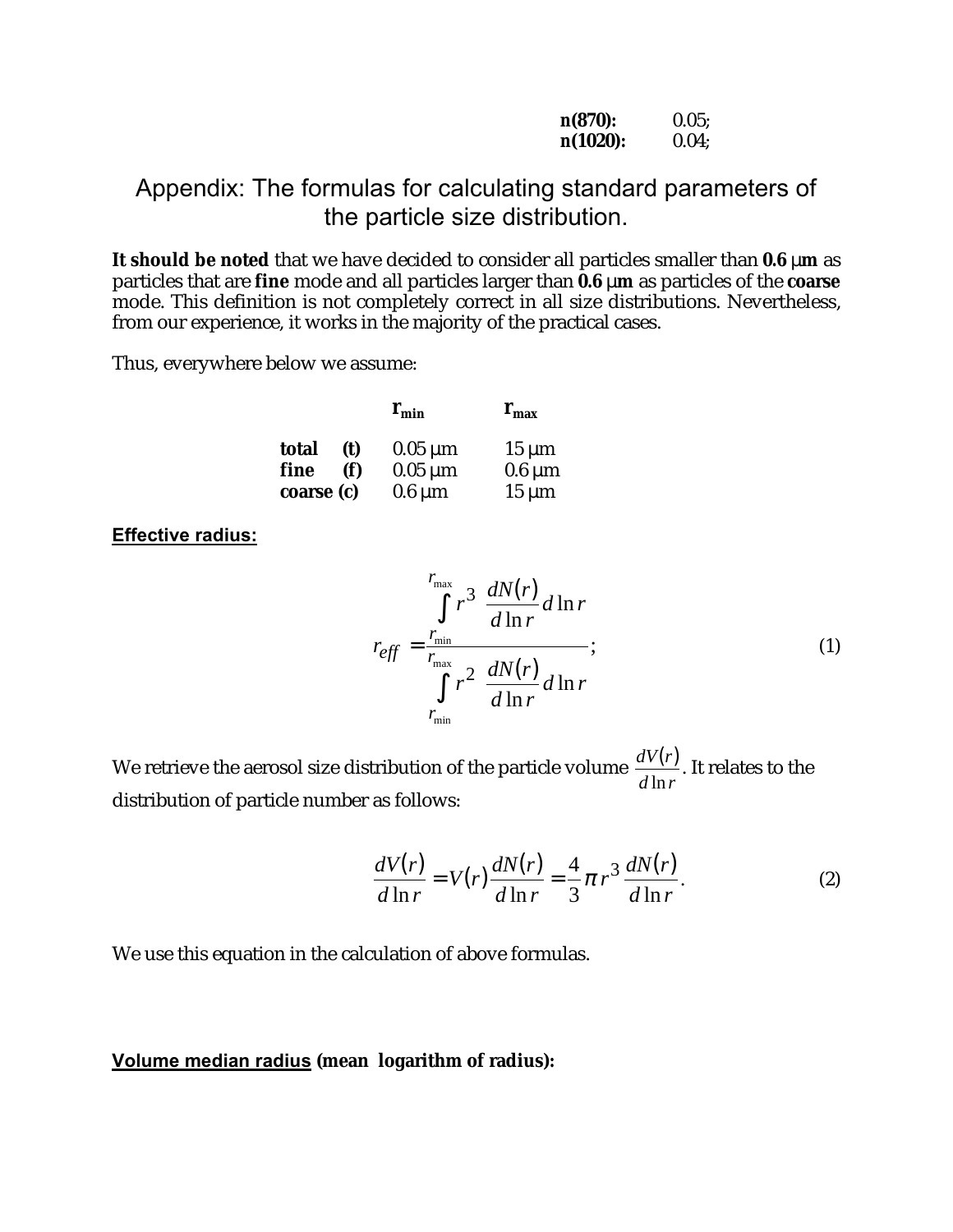| | |
|---|---|
| **n(870):** | 0.05; |
| **n(1020):** | 0.04; |

# Appendix: The formulas for calculating standard parameters of the particle size distribution.

**It should be noted** that we have decided to consider all particles smaller than **0.6 μm** as particles that are **fine** mode and all particles larger than **0.6 μm** as particles of the **coarse** mode. This definition is not completely correct in all size distributions. Nevertheless, from our experience, it works in the majority of the practical cases.

Thus, everywhere below we assume:

| | $r_{min}$ | $r_{max}$ |
|---|---|---|
| **total (t)** | 0.05 μm | 15 μm |
| **fine (f)** | 0.05 μm | 0.6 μm |
| **coarse (c)** | 0.6 μm | 15 μm |

**Effective radius:**

$$r_{eff} = \frac{\int_{r_{min}}^{r_{max}} r^3 \frac{dN(r)}{d\ln r} d\ln r}{\int_{r_{min}}^{r_{max}} r^2 \frac{dN(r)}{d\ln r} d\ln r}; \quad (1)$$

We retrieve the aerosol size distribution of the particle volume $\frac{dV(r)}{d\ln r}$. It relates to the distribution of particle number as follows:

$$\frac{dV(r)}{d\ln r} = V(r)\frac{dN(r)}{d\ln r} = \frac{4}{3}\pi r^3 \frac{dN(r)}{d\ln r}. \quad (2)$$

We use this equation in the calculation of above formulas.

**Volume median radius (mean logarithm of radius):**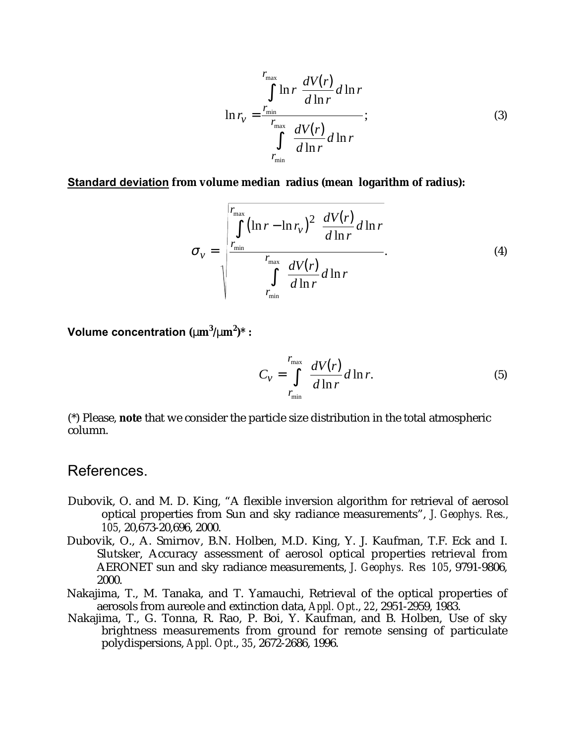$$\ln r_V = \frac{\int_{r_{\min}}^{r_{\max}} \ln r \, \frac{dV(r)}{d\ln r} d\ln r}{\int_{r_{\min}}^{r_{\max}} \frac{dV(r)}{d\ln r} d\ln r}; \tag{3}$$

**<u>Standard deviation</u> from volume median radius (mean logarithm of radius):**

$$\sigma_V = \sqrt{\frac{\int_{r_{\min}}^{r_{\max}} (\ln r - \ln r_V)^2 \, \frac{dV(r)}{d\ln r} d\ln r}{\int_{r_{\min}}^{r_{\max}} \frac{dV(r)}{d\ln r} d\ln r}}. \tag{4}$$

**Volume concentration ($\mu m^3/\mu m^2$)* :**

$$C_V = \int_{r_{\min}}^{r_{\max}} \frac{dV(r)}{d\ln r} d\ln r. \tag{5}$$

(*) Please, **note** that we consider the particle size distribution in the total atmospheric column.

## References.

Dubovik, O. and M. D. King, "A flexible inversion algorithm for retrieval of aerosol optical properties from Sun and sky radiance measurements", *J. Geophys. Res., 105,* 20,673-20,696, 2000.

Dubovik, O., A. Smirnov, B.N. Holben, M.D. King, Y. J. Kaufman, T.F. Eck and I. Slutsker, Accuracy assessment of aerosol optical properties retrieval from AERONET sun and sky radiance measurements, *J. Geophys. Res 105*, 9791-9806, 2000.

Nakajima, T., M. Tanaka, and T. Yamauchi, Retrieval of the optical properties of aerosols from aureole and extinction data, *Appl. Opt.*, *22*, 2951-2959, 1983.

Nakajima, T., G. Tonna, R. Rao, P. Boi, Y. Kaufman, and B. Holben, Use of sky brightness measurements from ground for remote sensing of particulate polydispersions, *Appl. Opt.*, *35*, 2672-2686, 1996.